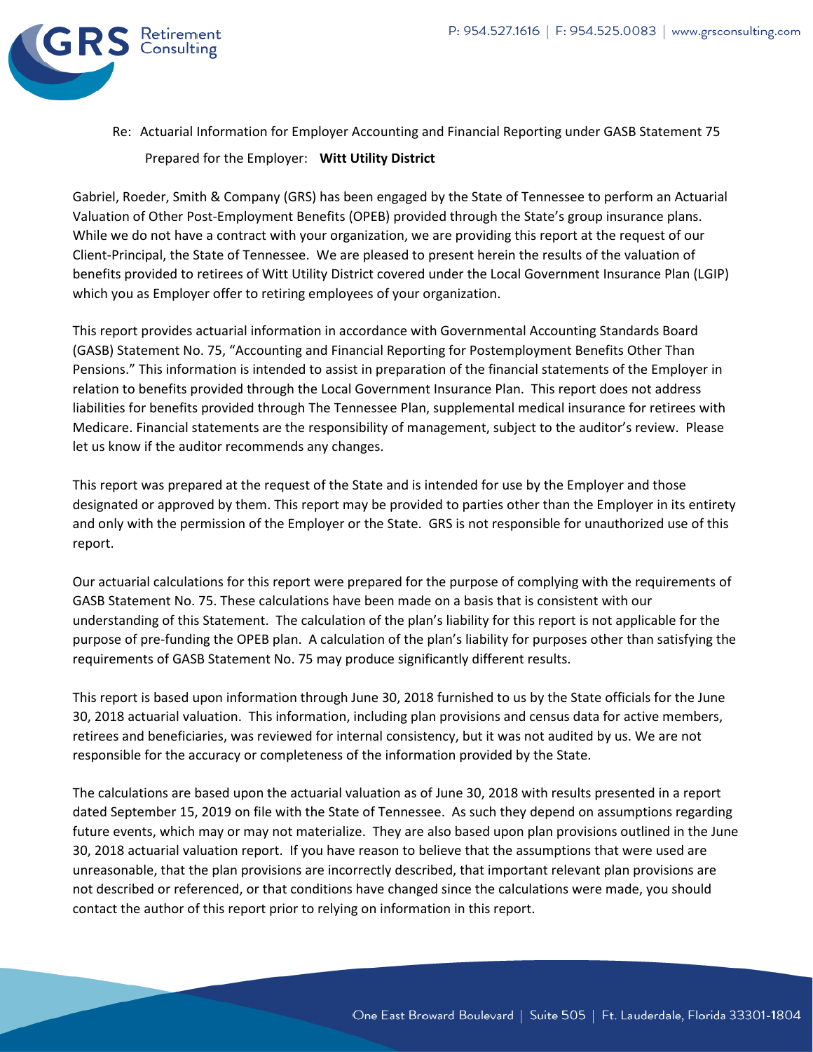Re: Actuarial Information for Employer Accounting and Financial Reporting under GASB Statement 75

Prepared for the Employer: **Witt Utility District**

Gabriel, Roeder, Smith & Company (GRS) has been engaged by the State of Tennessee to perform an Actuarial Valuation of Other Post-Employment Benefits (OPEB) provided through the State's group insurance plans. While we do not have a contract with your organization, we are providing this report at the request of our Client-Principal, the State of Tennessee. We are pleased to present herein the results of the valuation of benefits provided to retirees of Witt Utility District covered under the Local Government Insurance Plan (LGIP) which you as Employer offer to retiring employees of your organization.

This report provides actuarial information in accordance with Governmental Accounting Standards Board (GASB) Statement No. 75, "Accounting and Financial Reporting for Postemployment Benefits Other Than Pensions." This information is intended to assist in preparation of the financial statements of the Employer in relation to benefits provided through the Local Government Insurance Plan. This report does not address liabilities for benefits provided through The Tennessee Plan, supplemental medical insurance for retirees with Medicare. Financial statements are the responsibility of management, subject to the auditor's review. Please let us know if the auditor recommends any changes.

This report was prepared at the request of the State and is intended for use by the Employer and those designated or approved by them. This report may be provided to parties other than the Employer in its entirety and only with the permission of the Employer or the State. GRS is not responsible for unauthorized use of this report.

Our actuarial calculations for this report were prepared for the purpose of complying with the requirements of GASB Statement No. 75. These calculations have been made on a basis that is consistent with our understanding of this Statement. The calculation of the plan's liability for this report is not applicable for the purpose of pre-funding the OPEB plan. A calculation of the plan's liability for purposes other than satisfying the requirements of GASB Statement No. 75 may produce significantly different results.

This report is based upon information through June 30, 2018 furnished to us by the State officials for the June 30, 2018 actuarial valuation. This information, including plan provisions and census data for active members, retirees and beneficiaries, was reviewed for internal consistency, but it was not audited by us. We are not responsible for the accuracy or completeness of the information provided by the State.

The calculations are based upon the actuarial valuation as of June 30, 2018 with results presented in a report dated September 15, 2019 on file with the State of Tennessee. As such they depend on assumptions regarding future events, which may or may not materialize. They are also based upon plan provisions outlined in the June 30, 2018 actuarial valuation report. If you have reason to believe that the assumptions that were used are unreasonable, that the plan provisions are incorrectly described, that important relevant plan provisions are not described or referenced, or that conditions have changed since the calculations were made, you should contact the author of this report prior to relying on information in this report.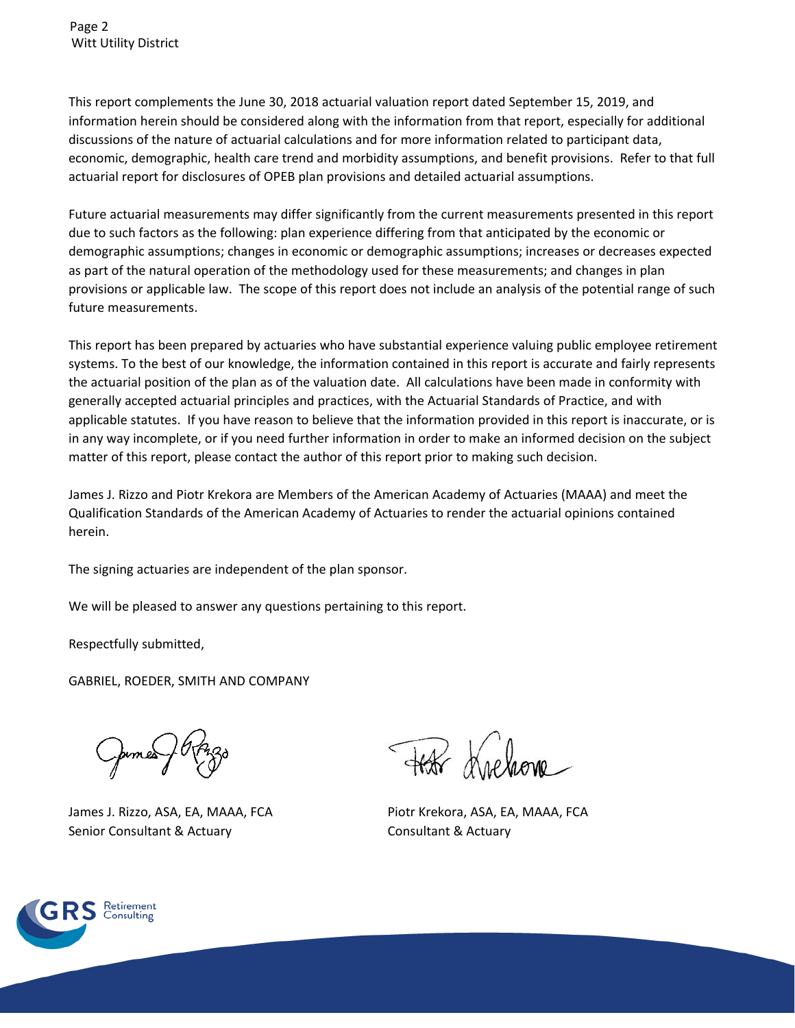This report complements the June 30, 2018 actuarial valuation report dated September 15, 2019, and information herein should be considered along with the information from that report, especially for additional discussions of the nature of actuarial calculations and for more information related to participant data, economic, demographic, health care trend and morbidity assumptions, and benefit provisions. Refer to that full actuarial report for disclosures of OPEB plan provisions and detailed actuarial assumptions.

Future actuarial measurements may differ significantly from the current measurements presented in this report due to such factors as the following: plan experience differing from that anticipated by the economic or demographic assumptions; changes in economic or demographic assumptions; increases or decreases expected as part of the natural operation of the methodology used for these measurements; and changes in plan provisions or applicable law. The scope of this report does not include an analysis of the potential range of such future measurements.

This report has been prepared by actuaries who have substantial experience valuing public employee retirement systems. To the best of our knowledge, the information contained in this report is accurate and fairly represents the actuarial position of the plan as of the valuation date. All calculations have been made in conformity with generally accepted actuarial principles and practices, with the Actuarial Standards of Practice, and with applicable statutes. If you have reason to believe that the information provided in this report is inaccurate, or is in any way incomplete, or if you need further information in order to make an informed decision on the subject matter of this report, please contact the author of this report prior to making such decision.

James J. Rizzo and Piotr Krekora are Members of the American Academy of Actuaries (MAAA) and meet the Qualification Standards of the American Academy of Actuaries to render the actuarial opinions contained herein.

The signing actuaries are independent of the plan sponsor.

We will be pleased to answer any questions pertaining to this report.

Respectfully submitted,

GABRIEL, ROEDER, SMITH AND COMPANY

James J. Rizzo, ASA, EA, MAAA, FCA
Senior Consultant & Actuary

Piotr Krekora, ASA, EA, MAAA, FCA
Consultant & Actuary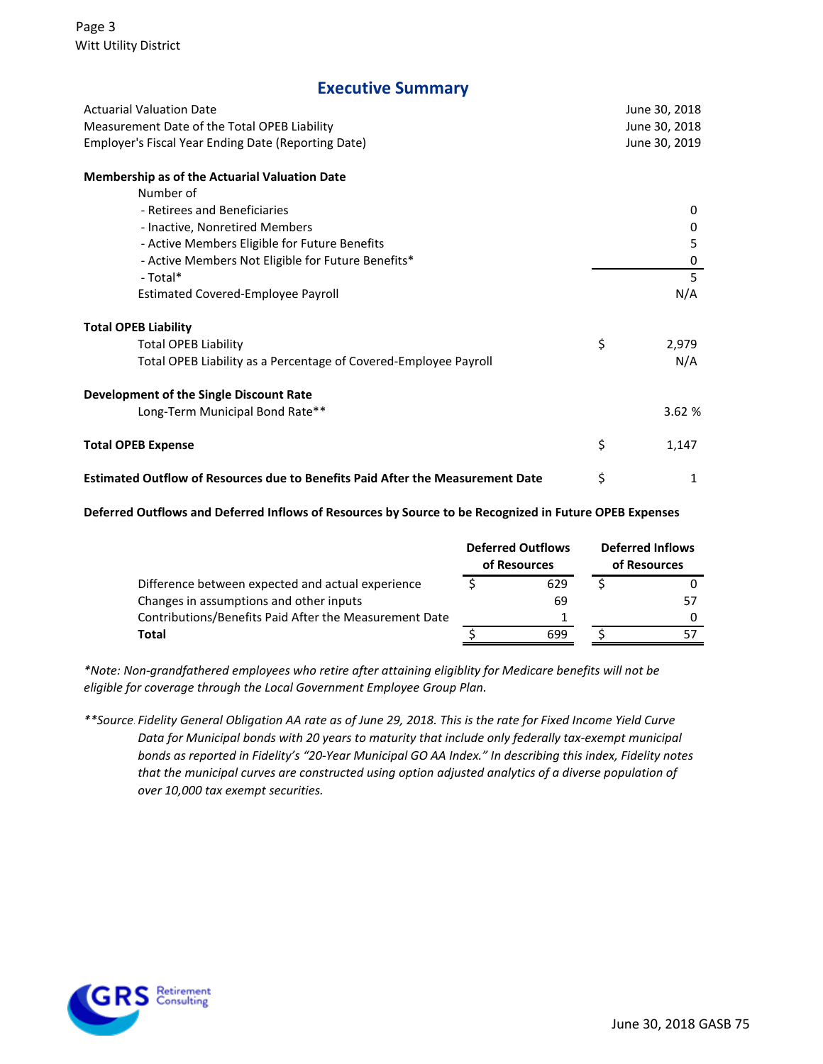## Executive Summary

| | |
|---|---|
| Actuarial Valuation Date | June 30, 2018 |
| Measurement Date of the Total OPEB Liability | June 30, 2018 |
| Employer's Fiscal Year Ending Date (Reporting Date) | June 30, 2019 |

**Membership as of the Actuarial Valuation Date**

| | |
|---|---|
| Number of | |
| - Retirees and Beneficiaries | 0 |
| - Inactive, Nonretired Members | 0 |
| - Active Members Eligible for Future Benefits | 5 |
| - Active Members Not Eligible for Future Benefits* | 0 |
| - Total* | 5 |
| Estimated Covered-Employee Payroll | N/A |

**Total OPEB Liability**

| | |
|---|---|
| Total OPEB Liability | $ 2,979 |
| Total OPEB Liability as a Percentage of Covered-Employee Payroll | N/A |

**Development of the Single Discount Rate**

| | |
|---|---|
| Long-Term Municipal Bond Rate** | 3.62 % |

| | |
|---|---|
| **Total OPEB Expense** | $ 1,147 |
| **Estimated Outflow of Resources due to Benefits Paid After the Measurement Date** | $ 1 |

**Deferred Outflows and Deferred Inflows of Resources by Source to be Recognized in Future OPEB Expenses**

| | Deferred Outflows of Resources | Deferred Inflows of Resources |
|---|---|---|
| Difference between expected and actual experience | $ 629 | $ 0 |
| Changes in assumptions and other inputs | 69 | 57 |
| Contributions/Benefits Paid After the Measurement Date | 1 | 0 |
| **Total** | $ 699 | $ 57 |

*\*Note: Non-grandfathered employees who retire after attaining eligiblity for Medicare benefits will not be eligible for coverage through the Local Government Employee Group Plan.*

*\*\*Source. Fidelity General Obligation AA rate as of June 29, 2018. This is the rate for Fixed Income Yield Curve Data for Municipal bonds with 20 years to maturity that include only federally tax-exempt municipal bonds as reported in Fidelity's "20-Year Municipal GO AA Index." In describing this index, Fidelity notes that the municipal curves are constructed using option adjusted analytics of a diverse population of over 10,000 tax exempt securities.*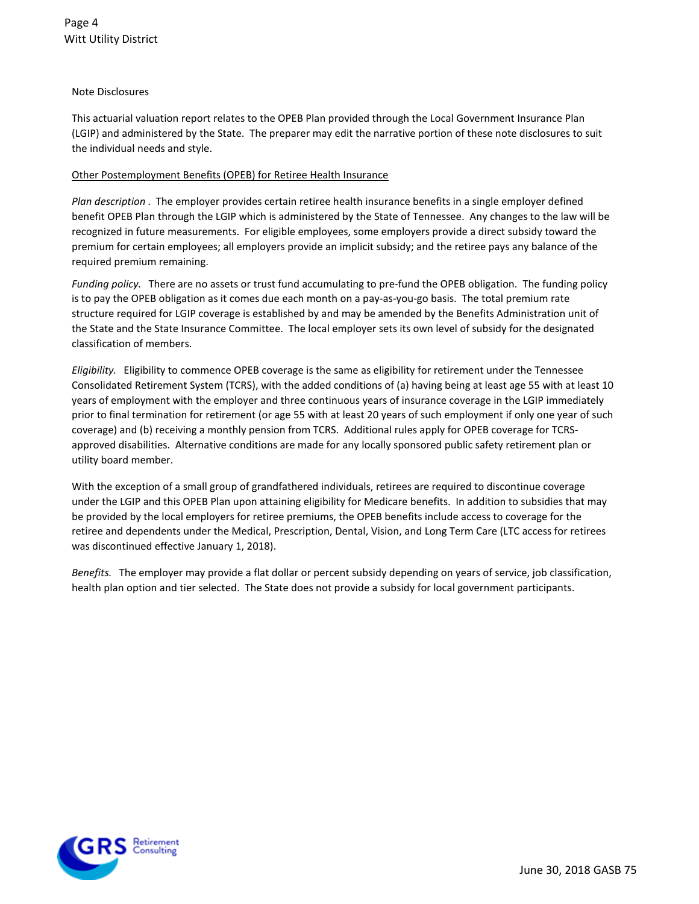Note Disclosures

This actuarial valuation report relates to the OPEB Plan provided through the Local Government Insurance Plan (LGIP) and administered by the State. The preparer may edit the narrative portion of these note disclosures to suit the individual needs and style.

Other Postemployment Benefits (OPEB) for Retiree Health Insurance

*Plan description* . The employer provides certain retiree health insurance benefits in a single employer defined benefit OPEB Plan through the LGIP which is administered by the State of Tennessee. Any changes to the law will be recognized in future measurements. For eligible employees, some employers provide a direct subsidy toward the premium for certain employees; all employers provide an implicit subsidy; and the retiree pays any balance of the required premium remaining.

*Funding policy.* There are no assets or trust fund accumulating to pre-fund the OPEB obligation. The funding policy is to pay the OPEB obligation as it comes due each month on a pay-as-you-go basis. The total premium rate structure required for LGIP coverage is established by and may be amended by the Benefits Administration unit of the State and the State Insurance Committee. The local employer sets its own level of subsidy for the designated classification of members.

*Eligibility.* Eligibility to commence OPEB coverage is the same as eligibility for retirement under the Tennessee Consolidated Retirement System (TCRS), with the added conditions of (a) having being at least age 55 with at least 10 years of employment with the employer and three continuous years of insurance coverage in the LGIP immediately prior to final termination for retirement (or age 55 with at least 20 years of such employment if only one year of such coverage) and (b) receiving a monthly pension from TCRS. Additional rules apply for OPEB coverage for TCRS-approved disabilities. Alternative conditions are made for any locally sponsored public safety retirement plan or utility board member.

With the exception of a small group of grandfathered individuals, retirees are required to discontinue coverage under the LGIP and this OPEB Plan upon attaining eligibility for Medicare benefits. In addition to subsidies that may be provided by the local employers for retiree premiums, the OPEB benefits include access to coverage for the retiree and dependents under the Medical, Prescription, Dental, Vision, and Long Term Care (LTC access for retirees was discontinued effective January 1, 2018).

*Benefits.* The employer may provide a flat dollar or percent subsidy depending on years of service, job classification, health plan option and tier selected. The State does not provide a subsidy for local government participants.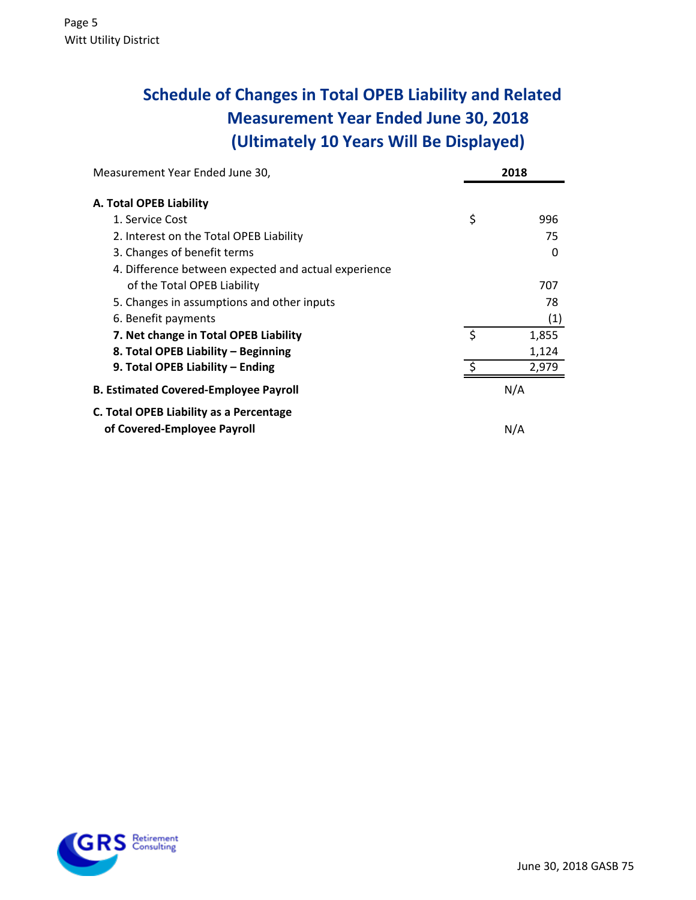# Schedule of Changes in Total OPEB Liability and Related Measurement Year Ended June 30, 2018 (Ultimately 10 Years Will Be Displayed)

| Measurement Year Ended June 30, | 2018 |
|---|---|
| **A. Total OPEB Liability** | |
| 1. Service Cost | $ 996 |
| 2. Interest on the Total OPEB Liability | 75 |
| 3. Changes of benefit terms | 0 |
| 4. Difference between expected and actual experience of the Total OPEB Liability | 707 |
| 5. Changes in assumptions and other inputs | 78 |
| 6. Benefit payments | (1) |
| **7. Net change in Total OPEB Liability** | $ 1,855 |
| **8. Total OPEB Liability – Beginning** | 1,124 |
| **9. Total OPEB Liability – Ending** | $ 2,979 |
| **B. Estimated Covered-Employee Payroll** | N/A |
| **C. Total OPEB Liability as a Percentage of Covered-Employee Payroll** | N/A |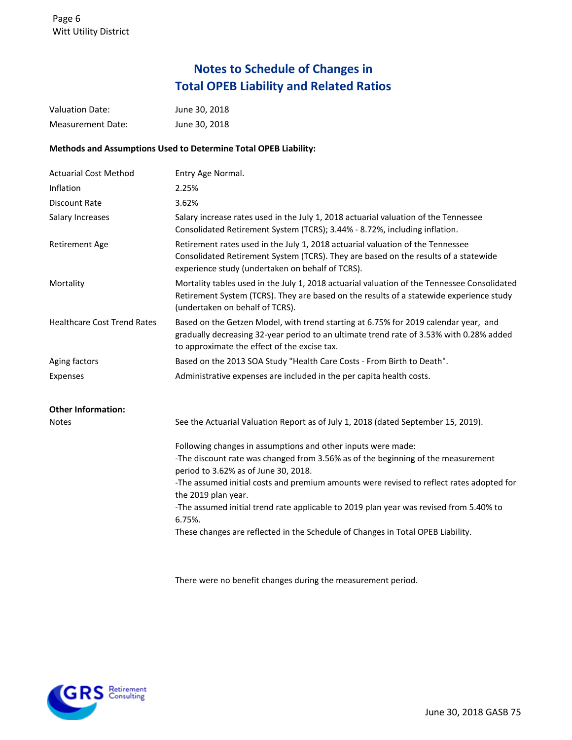# Notes to Schedule of Changes in Total OPEB Liability and Related Ratios

| | |
|---|---|
| Valuation Date: | June 30, 2018 |
| Measurement Date: | June 30, 2018 |

**Methods and Assumptions Used to Determine Total OPEB Liability:**

| | |
|---|---|
| Actuarial Cost Method | Entry Age Normal. |
| Inflation | 2.25% |
| Discount Rate | 3.62% |
| Salary Increases | Salary increase rates used in the July 1, 2018 actuarial valuation of the Tennessee Consolidated Retirement System (TCRS); 3.44% - 8.72%, including inflation. |
| Retirement Age | Retirement rates used in the July 1, 2018 actuarial valuation of the Tennessee Consolidated Retirement System (TCRS). They are based on the results of a statewide experience study (undertaken on behalf of TCRS). |
| Mortality | Mortality tables used in the July 1, 2018 actuarial valuation of the Tennessee Consolidated Retirement System (TCRS). They are based on the results of a statewide experience study (undertaken on behalf of TCRS). |
| Healthcare Cost Trend Rates | Based on the Getzen Model, with trend starting at 6.75% for 2019 calendar year, and gradually decreasing 32-year period to an ultimate trend rate of 3.53% with 0.28% added to approximate the effect of the excise tax. |
| Aging factors | Based on the 2013 SOA Study "Health Care Costs - From Birth to Death". |
| Expenses | Administrative expenses are included in the per capita health costs. |

**Other Information:**

Notes: See the Actuarial Valuation Report as of July 1, 2018 (dated September 15, 2019).

Following changes in assumptions and other inputs were made:
-The discount rate was changed from 3.56% as of the beginning of the measurement period to 3.62% as of June 30, 2018.
-The assumed initial costs and premium amounts were revised to reflect rates adopted for the 2019 plan year.
-The assumed initial trend rate applicable to 2019 plan year was revised from 5.40% to 6.75%.
These changes are reflected in the Schedule of Changes in Total OPEB Liability.

There were no benefit changes during the measurement period.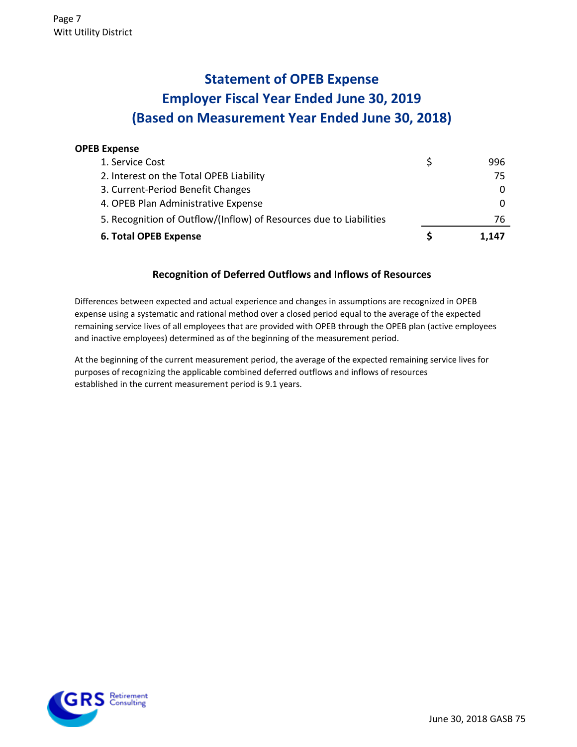# Statement of OPEB Expense
# Employer Fiscal Year Ended June 30, 2019
# (Based on Measurement Year Ended June 30, 2018)

| OPEB Expense | | |
|---|---|---|
| 1. Service Cost | $ | 996 |
| 2. Interest on the Total OPEB Liability | | 75 |
| 3. Current-Period Benefit Changes | | 0 |
| 4. OPEB Plan Administrative Expense | | 0 |
| 5. Recognition of Outflow/(Inflow) of Resources due to Liabilities | | 76 |
| **6. Total OPEB Expense** | **$** | **1,147** |

### Recognition of Deferred Outflows and Inflows of Resources

Differences between expected and actual experience and changes in assumptions are recognized in OPEB expense using a systematic and rational method over a closed period equal to the average of the expected remaining service lives of all employees that are provided with OPEB through the OPEB plan (active employees and inactive employees) determined as of the beginning of the measurement period.

At the beginning of the current measurement period, the average of the expected remaining service lives for purposes of recognizing the applicable combined deferred outflows and inflows of resources established in the current measurement period is 9.1 years.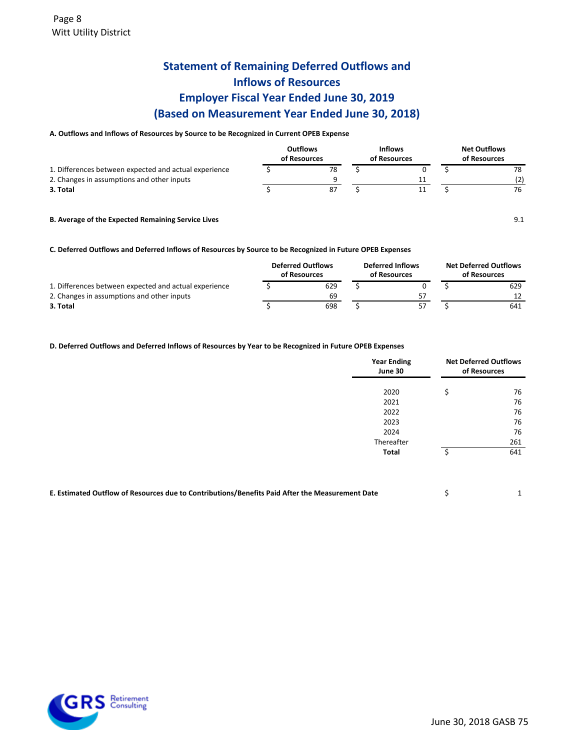# Statement of Remaining Deferred Outflows and Inflows of Resources
## Employer Fiscal Year Ended June 30, 2019
## (Based on Measurement Year Ended June 30, 2018)

**A. Outflows and Inflows of Resources by Source to be Recognized in Current OPEB Expense**

| | Outflows of Resources | Inflows of Resources | Net Outflows of Resources |
|---|---|---|---|
| 1. Differences between expected and actual experience | $ 78 | $ 0 | $ 78 |
| 2. Changes in assumptions and other inputs | 9 | 11 | (2) |
| **3. Total** | $ 87 | $ 11 | $ 76 |

**B. Average of the Expected Remaining Service Lives** 9.1

**C. Deferred Outflows and Deferred Inflows of Resources by Source to be Recognized in Future OPEB Expenses**

| | Deferred Outflows of Resources | Deferred Inflows of Resources | Net Deferred Outflows of Resources |
|---|---|---|---|
| 1. Differences between expected and actual experience | $ 629 | $ 0 | $ 629 |
| 2. Changes in assumptions and other inputs | 69 | 57 | 12 |
| **3. Total** | $ 698 | $ 57 | $ 641 |

**D. Deferred Outflows and Deferred Inflows of Resources by Year to be Recognized in Future OPEB Expenses**

| Year Ending June 30 | Net Deferred Outflows of Resources |
|---|---|
| 2020 | $ 76 |
| 2021 | 76 |
| 2022 | 76 |
| 2023 | 76 |
| 2024 | 76 |
| Thereafter | 261 |
| **Total** | $ 641 |

**E. Estimated Outflow of Resources due to Contributions/Benefits Paid After the Measurement Date** $ 1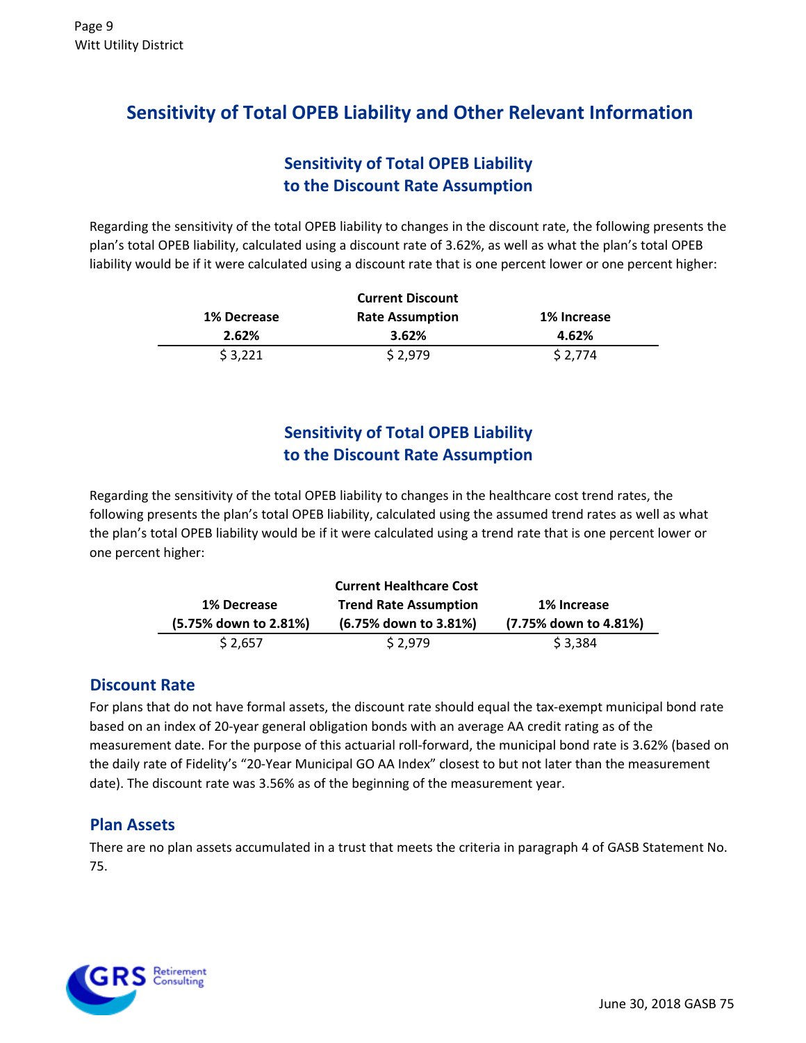# Sensitivity of Total OPEB Liability and Other Relevant Information

## Sensitivity of Total OPEB Liability to the Discount Rate Assumption

Regarding the sensitivity of the total OPEB liability to changes in the discount rate, the following presents the plan's total OPEB liability, calculated using a discount rate of 3.62%, as well as what the plan's total OPEB liability would be if it were calculated using a discount rate that is one percent lower or one percent higher:

| 1% Decrease 2.62% | Current Discount Rate Assumption 3.62% | 1% Increase 4.62% |
|---|---|---|
| $ 3,221 | $ 2,979 | $ 2,774 |

## Sensitivity of Total OPEB Liability to the Discount Rate Assumption

Regarding the sensitivity of the total OPEB liability to changes in the healthcare cost trend rates, the following presents the plan's total OPEB liability, calculated using the assumed trend rates as well as what the plan's total OPEB liability would be if it were calculated using a trend rate that is one percent lower or one percent higher:

| 1% Decrease (5.75% down to 2.81%) | Current Healthcare Cost Trend Rate Assumption (6.75% down to 3.81%) | 1% Increase (7.75% down to 4.81%) |
|---|---|---|
| $ 2,657 | $ 2,979 | $ 3,384 |

### Discount Rate

For plans that do not have formal assets, the discount rate should equal the tax-exempt municipal bond rate based on an index of 20-year general obligation bonds with an average AA credit rating as of the measurement date. For the purpose of this actuarial roll-forward, the municipal bond rate is 3.62% (based on the daily rate of Fidelity's "20-Year Municipal GO AA Index" closest to but not later than the measurement date). The discount rate was 3.56% as of the beginning of the measurement year.

### Plan Assets

There are no plan assets accumulated in a trust that meets the criteria in paragraph 4 of GASB Statement No. 75.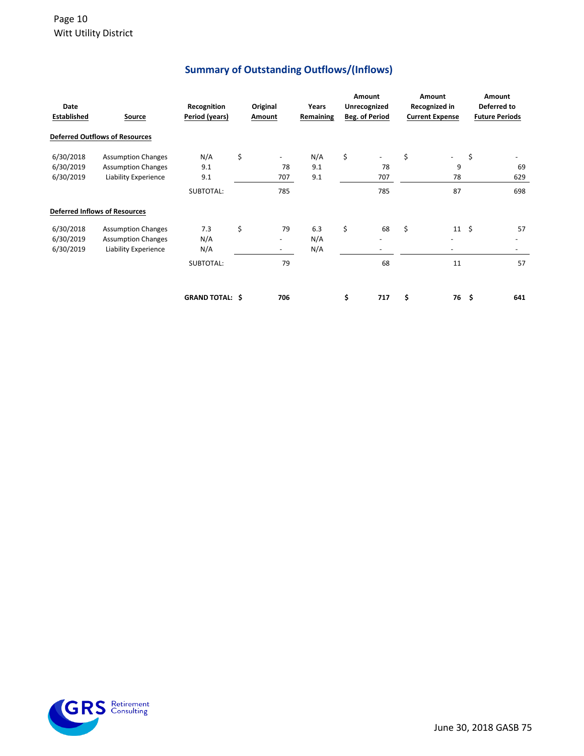## Summary of Outstanding Outflows/(Inflows)

| Date Established | Source | Recognition Period (years) | Original Amount | Years Remaining | Amount Unrecognized Beg. of Period | Amount Recognized in Current Expense | Amount Deferred to Future Periods |
|---|---|---|---|---|---|---|---|
| **Deferred Outflows of Resources** | | | | | | | |
| 6/30/2018 | Assumption Changes | N/A | $ - | N/A | $ - | $ - | $ - |
| 6/30/2019 | Assumption Changes | 9.1 | 78 | 9.1 | 78 | 9 | 69 |
| 6/30/2019 | Liability Experience | 9.1 | 707 | 9.1 | 707 | 78 | 629 |
| | | SUBTOTAL: | 785 | | 785 | 87 | 698 |
| **Deferred Inflows of Resources** | | | | | | | |
| 6/30/2018 | Assumption Changes | 7.3 | $ 79 | 6.3 | $ 68 | $ 11 | $ 57 |
| 6/30/2019 | Assumption Changes | N/A | - | N/A | - | - | - |
| 6/30/2019 | Liability Experience | N/A | - | N/A | - | - | - |
| | | SUBTOTAL: | 79 | | 68 | 11 | 57 |
| | | **GRAND TOTAL:** | **$ 706** | | **$ 717** | **$ 76** | **$ 641** |